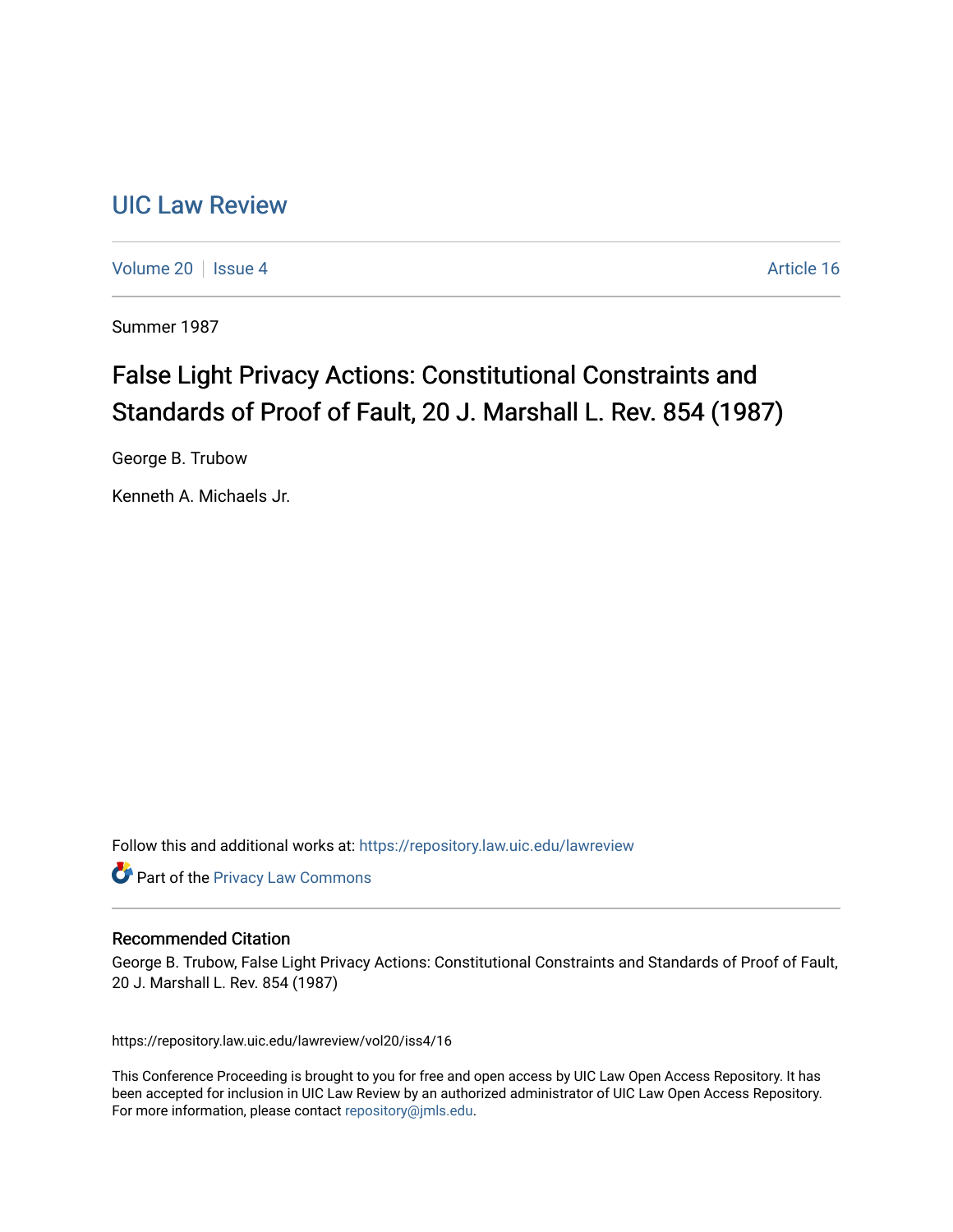# UIC Law Review

Volume 20 | Issue 4 | Article 16

Summer 1987

## False Light Privacy Actions: Constitutional Constraints and Standards of Proof of Fault, 20 J. Marshall L. Rev. 854 (1987)

George B. Trubow

Kenneth A. Michaels Jr.

Follow this and additional works at: https://repository.law.uic.edu/lawreview

Part of the Privacy Law Commons

### Recommended Citation

George B. Trubow, False Light Privacy Actions: Constitutional Constraints and Standards of Proof of Fault, 20 J. Marshall L. Rev. 854 (1987)

https://repository.law.uic.edu/lawreview/vol20/iss4/16

This Conference Proceeding is brought to you for free and open access by UIC Law Open Access Repository. It has been accepted for inclusion in UIC Law Review by an authorized administrator of UIC Law Open Access Repository. For more information, please contact repository@jmls.edu.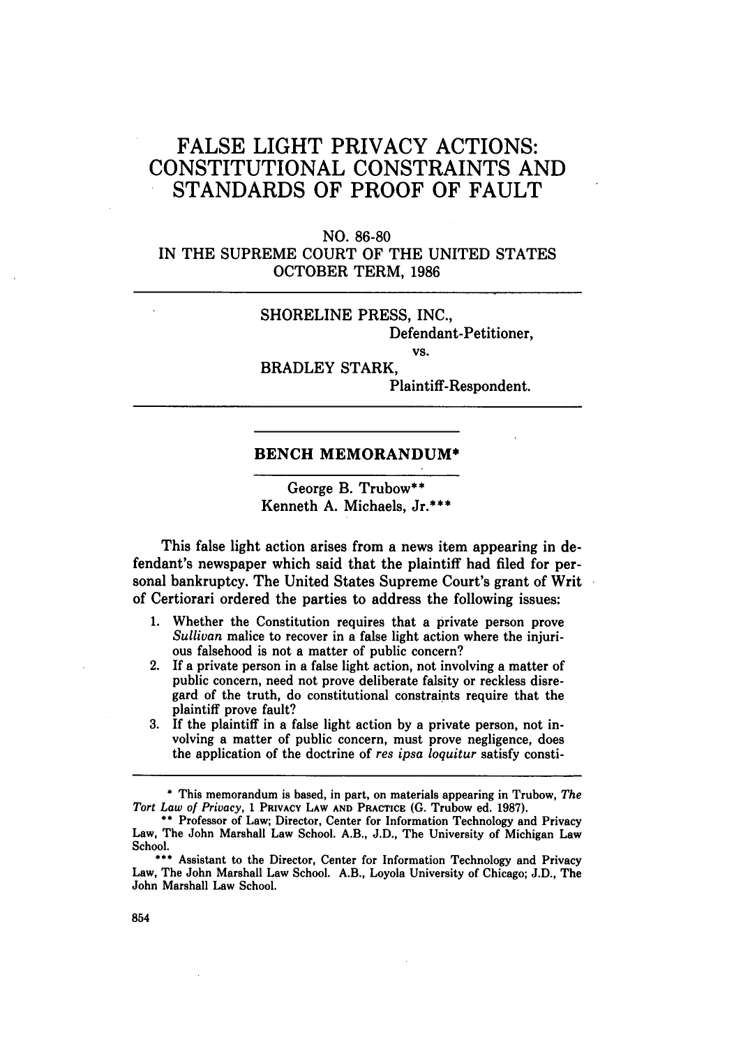# FALSE LIGHT PRIVACY ACTIONS: CONSTITUTIONAL CONSTRAINTS AND STANDARDS OF PROOF OF FAULT

NO. 86-80
IN THE SUPREME COURT OF THE UNITED STATES
OCTOBER TERM, 1986

---

SHORELINE PRESS, INC.,
Defendant-Petitioner,
vs.
BRADLEY STARK,
Plaintiff-Respondent.

---

## BENCH MEMORANDUM*

George B. Trubow**
Kenneth A. Michaels, Jr.***

This false light action arises from a news item appearing in defendant's newspaper which said that the plaintiff had filed for personal bankruptcy. The United States Supreme Court's grant of Writ of Certiorari ordered the parties to address the following issues:

1. Whether the Constitution requires that a private person prove *Sullivan* malice to recover in a false light action where the injurious falsehood is not a matter of public concern?
2. If a private person in a false light action, not involving a matter of public concern, need not prove deliberate falsity or reckless disregard of the truth, do constitutional constraints require that the plaintiff prove fault?
3. If the plaintiff in a false light action by a private person, not involving a matter of public concern, must prove negligence, does the application of the doctrine of *res ipsa loquitur* satisfy consti-

---

\* This memorandum is based, in part, on materials appearing in Trubow, *The Tort Law of Privacy*, 1 PRIVACY LAW AND PRACTICE (G. Trubow ed. 1987).

\*\* Professor of Law; Director, Center for Information Technology and Privacy Law, The John Marshall Law School. A.B., J.D., The University of Michigan Law School.

\*\*\* Assistant to the Director, Center for Information Technology and Privacy Law, The John Marshall Law School. A.B., Loyola University of Chicago; J.D., The John Marshall Law School.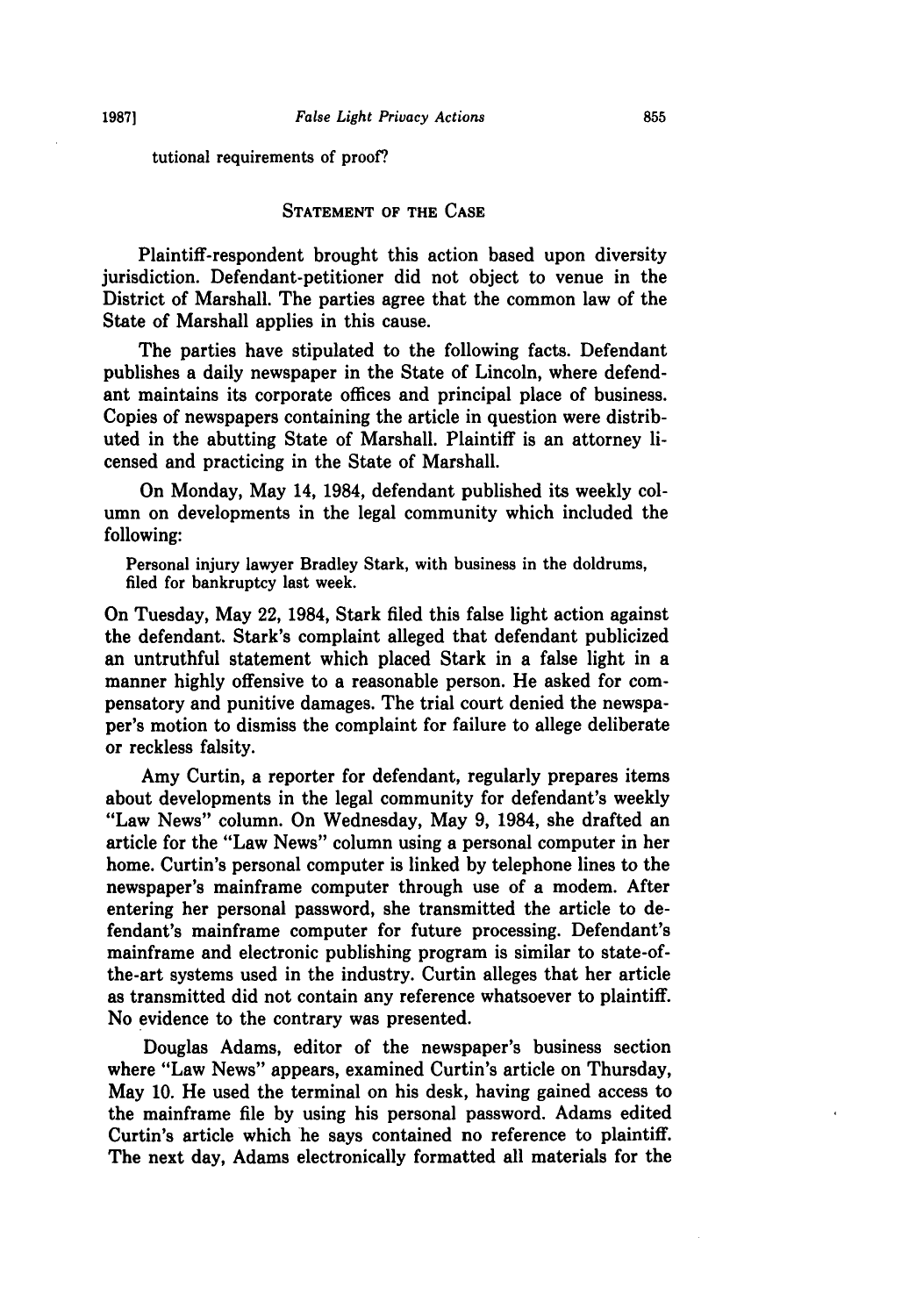tutional requirements of proof?

## STATEMENT OF THE CASE

Plaintiff-respondent brought this action based upon diversity jurisdiction. Defendant-petitioner did not object to venue in the District of Marshall. The parties agree that the common law of the State of Marshall applies in this cause.

The parties have stipulated to the following facts. Defendant publishes a daily newspaper in the State of Lincoln, where defendant maintains its corporate offices and principal place of business. Copies of newspapers containing the article in question were distributed in the abutting State of Marshall. Plaintiff is an attorney licensed and practicing in the State of Marshall.

On Monday, May 14, 1984, defendant published its weekly column on developments in the legal community which included the following:

> Personal injury lawyer Bradley Stark, with business in the doldrums, filed for bankruptcy last week.

On Tuesday, May 22, 1984, Stark filed this false light action against the defendant. Stark's complaint alleged that defendant publicized an untruthful statement which placed Stark in a false light in a manner highly offensive to a reasonable person. He asked for compensatory and punitive damages. The trial court denied the newspaper's motion to dismiss the complaint for failure to allege deliberate or reckless falsity.

Amy Curtin, a reporter for defendant, regularly prepares items about developments in the legal community for defendant's weekly "Law News" column. On Wednesday, May 9, 1984, she drafted an article for the "Law News" column using a personal computer in her home. Curtin's personal computer is linked by telephone lines to the newspaper's mainframe computer through use of a modem. After entering her personal password, she transmitted the article to defendant's mainframe computer for future processing. Defendant's mainframe and electronic publishing program is similar to state-of-the-art systems used in the industry. Curtin alleges that her article as transmitted did not contain any reference whatsoever to plaintiff. No evidence to the contrary was presented.

Douglas Adams, editor of the newspaper's business section where "Law News" appears, examined Curtin's article on Thursday, May 10. He used the terminal on his desk, having gained access to the mainframe file by using his personal password. Adams edited Curtin's article which he says contained no reference to plaintiff. The next day, Adams electronically formatted all materials for the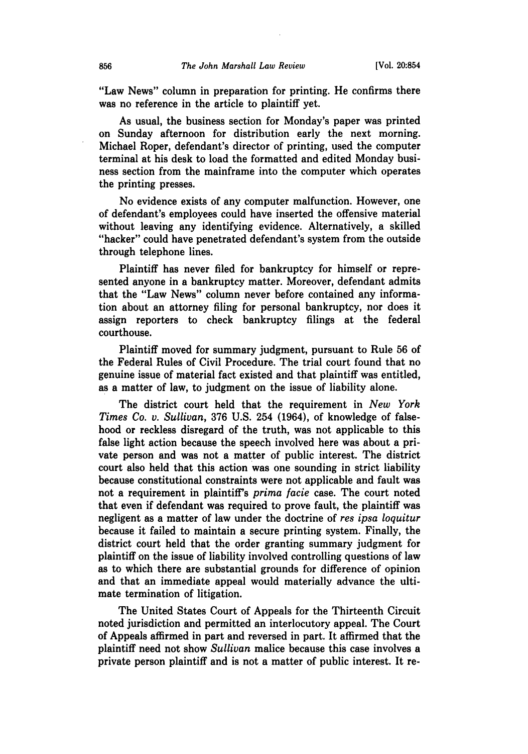"Law News" column in preparation for printing. He confirms there was no reference in the article to plaintiff yet.

As usual, the business section for Monday's paper was printed on Sunday afternoon for distribution early the next morning. Michael Roper, defendant's director of printing, used the computer terminal at his desk to load the formatted and edited Monday business section from the mainframe into the computer which operates the printing presses.

No evidence exists of any computer malfunction. However, one of defendant's employees could have inserted the offensive material without leaving any identifying evidence. Alternatively, a skilled "hacker" could have penetrated defendant's system from the outside through telephone lines.

Plaintiff has never filed for bankruptcy for himself or represented anyone in a bankruptcy matter. Moreover, defendant admits that the "Law News" column never before contained any information about an attorney filing for personal bankruptcy, nor does it assign reporters to check bankruptcy filings at the federal courthouse.

Plaintiff moved for summary judgment, pursuant to Rule 56 of the Federal Rules of Civil Procedure. The trial court found that no genuine issue of material fact existed and that plaintiff was entitled, as a matter of law, to judgment on the issue of liability alone.

The district court held that the requirement in *New York Times Co. v. Sullivan*, 376 U.S. 254 (1964), of knowledge of falsehood or reckless disregard of the truth, was not applicable to this false light action because the speech involved here was about a private person and was not a matter of public interest. The district court also held that this action was one sounding in strict liability because constitutional constraints were not applicable and fault was not a requirement in plaintiff's *prima facie* case. The court noted that even if defendant was required to prove fault, the plaintiff was negligent as a matter of law under the doctrine of *res ipsa loquitur* because it failed to maintain a secure printing system. Finally, the district court held that the order granting summary judgment for plaintiff on the issue of liability involved controlling questions of law as to which there are substantial grounds for difference of opinion and that an immediate appeal would materially advance the ultimate termination of litigation.

The United States Court of Appeals for the Thirteenth Circuit noted jurisdiction and permitted an interlocutory appeal. The Court of Appeals affirmed in part and reversed in part. It affirmed that the plaintiff need not show *Sullivan* malice because this case involves a private person plaintiff and is not a matter of public interest. It re-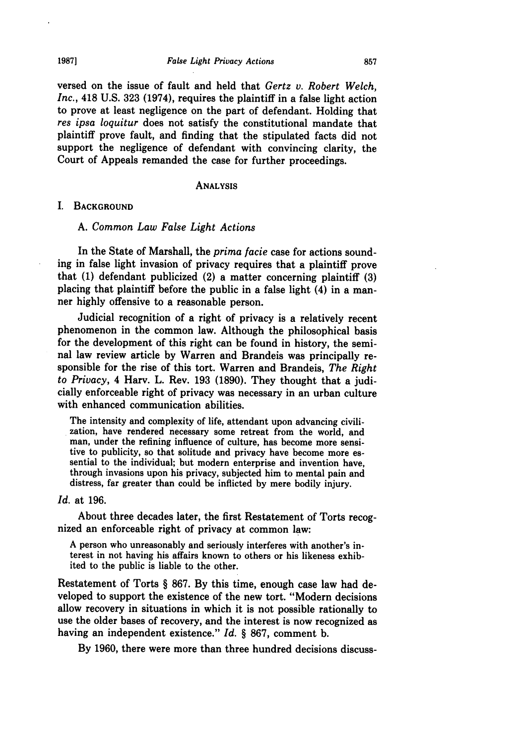versed on the issue of fault and held that *Gertz v. Robert Welch, Inc.*, 418 U.S. 323 (1974), requires the plaintiff in a false light action to prove at least negligence on the part of defendant. Holding that *res ipsa loquitur* does not satisfy the constitutional mandate that plaintiff prove fault, and finding that the stipulated facts did not support the negligence of defendant with convincing clarity, the Court of Appeals remanded the case for further proceedings.

## ANALYSIS

### I. BACKGROUND

#### A. *Common Law False Light Actions*

In the State of Marshall, the *prima facie* case for actions sounding in false light invasion of privacy requires that a plaintiff prove that (1) defendant publicized (2) a matter concerning plaintiff (3) placing that plaintiff before the public in a false light (4) in a manner highly offensive to a reasonable person.

Judicial recognition of a right of privacy is a relatively recent phenomenon in the common law. Although the philosophical basis for the development of this right can be found in history, the seminal law review article by Warren and Brandeis was principally responsible for the rise of this tort. Warren and Brandeis, *The Right to Privacy*, 4 Harv. L. Rev. 193 (1890). They thought that a judicially enforceable right of privacy was necessary in an urban culture with enhanced communication abilities.

> The intensity and complexity of life, attendant upon advancing civilization, have rendered necessary some retreat from the world, and man, under the refining influence of culture, has become more sensitive to publicity, so that solitude and privacy have become more essential to the individual; but modern enterprise and invention have, through invasions upon his privacy, subjected him to mental pain and distress, far greater than could be inflicted by mere bodily injury.

*Id.* at 196.

About three decades later, the first Restatement of Torts recognized an enforceable right of privacy at common law:

> A person who unreasonably and seriously interferes with another's interest in not having his affairs known to others or his likeness exhibited to the public is liable to the other.

Restatement of Torts § 867. By this time, enough case law had developed to support the existence of the new tort. "Modern decisions allow recovery in situations in which it is not possible rationally to use the older bases of recovery, and the interest is now recognized as having an independent existence." *Id.* § 867, comment b.

By 1960, there were more than three hundred decisions discuss-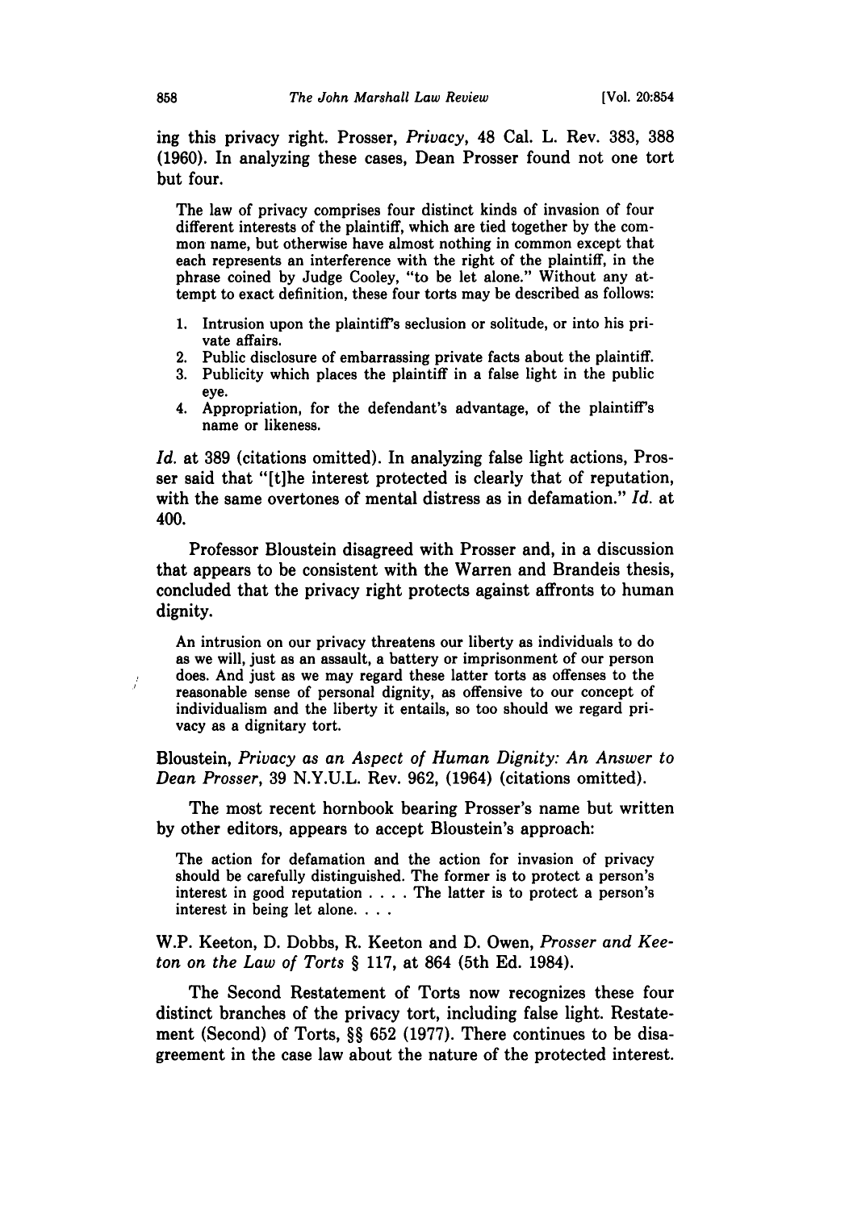ing this privacy right. Prosser, *Privacy*, 48 Cal. L. Rev. 383, 388 (1960). In analyzing these cases, Dean Prosser found not one tort but four.

> The law of privacy comprises four distinct kinds of invasion of four different interests of the plaintiff, which are tied together by the common name, but otherwise have almost nothing in common except that each represents an interference with the right of the plaintiff, in the phrase coined by Judge Cooley, "to be let alone." Without any attempt to exact definition, these four torts may be described as follows:
>
> 1. Intrusion upon the plaintiff's seclusion or solitude, or into his private affairs.
> 2. Public disclosure of embarrassing private facts about the plaintiff.
> 3. Publicity which places the plaintiff in a false light in the public eye.
> 4. Appropriation, for the defendant's advantage, of the plaintiff's name or likeness.

*Id.* at 389 (citations omitted). In analyzing false light actions, Prosser said that "[t]he interest protected is clearly that of reputation, with the same overtones of mental distress as in defamation." *Id.* at 400.

Professor Bloustein disagreed with Prosser and, in a discussion that appears to be consistent with the Warren and Brandeis thesis, concluded that the privacy right protects against affronts to human dignity.

> An intrusion on our privacy threatens our liberty as individuals to do as we will, just as an assault, a battery or imprisonment of our person does. And just as we may regard these latter torts as offenses to the reasonable sense of personal dignity, as offensive to our concept of individualism and the liberty it entails, so too should we regard privacy as a dignitary tort.

Bloustein, *Privacy as an Aspect of Human Dignity: An Answer to Dean Prosser*, 39 N.Y.U.L. Rev. 962, (1964) (citations omitted).

The most recent hornbook bearing Prosser's name but written by other editors, appears to accept Bloustein's approach:

> The action for defamation and the action for invasion of privacy should be carefully distinguished. The former is to protect a person's interest in good reputation . . . . The latter is to protect a person's interest in being let alone. . . .

W.P. Keeton, D. Dobbs, R. Keeton and D. Owen, *Prosser and Keeton on the Law of Torts* § 117, at 864 (5th Ed. 1984).

The Second Restatement of Torts now recognizes these four distinct branches of the privacy tort, including false light. Restatement (Second) of Torts, §§ 652 (1977). There continues to be disagreement in the case law about the nature of the protected interest.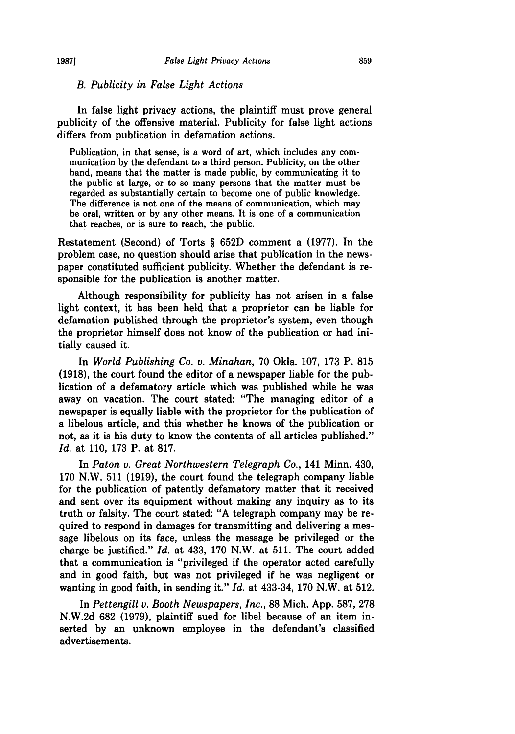### *B. Publicity in False Light Actions*

In false light privacy actions, the plaintiff must prove general publicity of the offensive material. Publicity for false light actions differs from publication in defamation actions.

> Publication, in that sense, is a word of art, which includes any communication by the defendant to a third person. Publicity, on the other hand, means that the matter is made public, by communicating it to the public at large, or to so many persons that the matter must be regarded as substantially certain to become one of public knowledge. The difference is not one of the means of communication, which may be oral, written or by any other means. It is one of a communication that reaches, or is sure to reach, the public.

Restatement (Second) of Torts § 652D comment a (1977). In the problem case, no question should arise that publication in the newspaper constituted sufficient publicity. Whether the defendant is responsible for the publication is another matter.

Although responsibility for publicity has not arisen in a false light context, it has been held that a proprietor can be liable for defamation published through the proprietor's system, even though the proprietor himself does not know of the publication or had initially caused it.

In *World Publishing Co. v. Minahan*, 70 Okla. 107, 173 P. 815 (1918), the court found the editor of a newspaper liable for the publication of a defamatory article which was published while he was away on vacation. The court stated: "The managing editor of a newspaper is equally liable with the proprietor for the publication of a libelous article, and this whether he knows of the publication or not, as it is his duty to know the contents of all articles published." *Id.* at 110, 173 P. at 817.

In *Paton v. Great Northwestern Telegraph Co.*, 141 Minn. 430, 170 N.W. 511 (1919), the court found the telegraph company liable for the publication of patently defamatory matter that it received and sent over its equipment without making any inquiry as to its truth or falsity. The court stated: "A telegraph company may be required to respond in damages for transmitting and delivering a message libelous on its face, unless the message be privileged or the charge be justified." *Id.* at 433, 170 N.W. at 511. The court added that a communication is "privileged if the operator acted carefully and in good faith, but was not privileged if he was negligent or wanting in good faith, in sending it." *Id.* at 433-34, 170 N.W. at 512.

In *Pettengill v. Booth Newspapers, Inc.*, 88 Mich. App. 587, 278 N.W.2d 682 (1979), plaintiff sued for libel because of an item inserted by an unknown employee in the defendant's classified advertisements.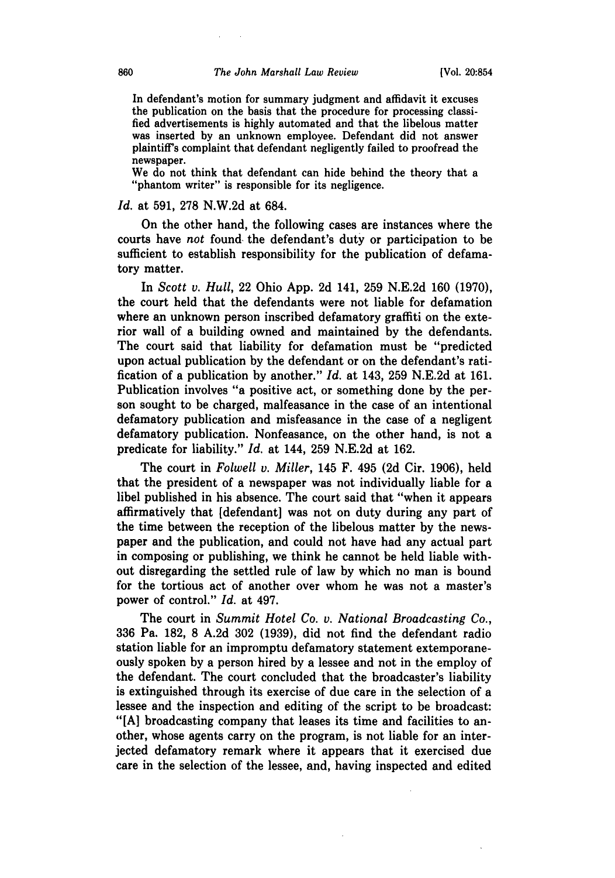> In defendant's motion for summary judgment and affidavit it excuses the publication on the basis that the procedure for processing classified advertisements is highly automated and that the libelous matter was inserted by an unknown employee. Defendant did not answer plaintiff's complaint that defendant negligently failed to proofread the newspaper.
>
> We do not think that defendant can hide behind the theory that a "phantom writer" is responsible for its negligence.

*Id.* at 591, 278 N.W.2d at 684.

On the other hand, the following cases are instances where the courts have *not* found the defendant's duty or participation to be sufficient to establish responsibility for the publication of defamatory matter.

In *Scott v. Hull*, 22 Ohio App. 2d 141, 259 N.E.2d 160 (1970), the court held that the defendants were not liable for defamation where an unknown person inscribed defamatory graffiti on the exterior wall of a building owned and maintained by the defendants. The court said that liability for defamation must be "predicted upon actual publication by the defendant or on the defendant's ratification of a publication by another." *Id.* at 143, 259 N.E.2d at 161. Publication involves "a positive act, or something done by the person sought to be charged, malfeasance in the case of an intentional defamatory publication and misfeasance in the case of a negligent defamatory publication. Nonfeasance, on the other hand, is not a predicate for liability." *Id.* at 144, 259 N.E.2d at 162.

The court in *Folwell v. Miller*, 145 F. 495 (2d Cir. 1906), held that the president of a newspaper was not individually liable for a libel published in his absence. The court said that "when it appears affirmatively that [defendant] was not on duty during any part of the time between the reception of the libelous matter by the newspaper and the publication, and could not have had any actual part in composing or publishing, we think he cannot be held liable without disregarding the settled rule of law by which no man is bound for the tortious act of another over whom he was not a master's power of control." *Id.* at 497.

The court in *Summit Hotel Co. v. National Broadcasting Co.*, 336 Pa. 182, 8 A.2d 302 (1939), did not find the defendant radio station liable for an impromptu defamatory statement extemporaneously spoken by a person hired by a lessee and not in the employ of the defendant. The court concluded that the broadcaster's liability is extinguished through its exercise of due care in the selection of a lessee and the inspection and editing of the script to be broadcast: "[A] broadcasting company that leases its time and facilities to another, whose agents carry on the program, is not liable for an interjected defamatory remark where it appears that it exercised due care in the selection of the lessee, and, having inspected and edited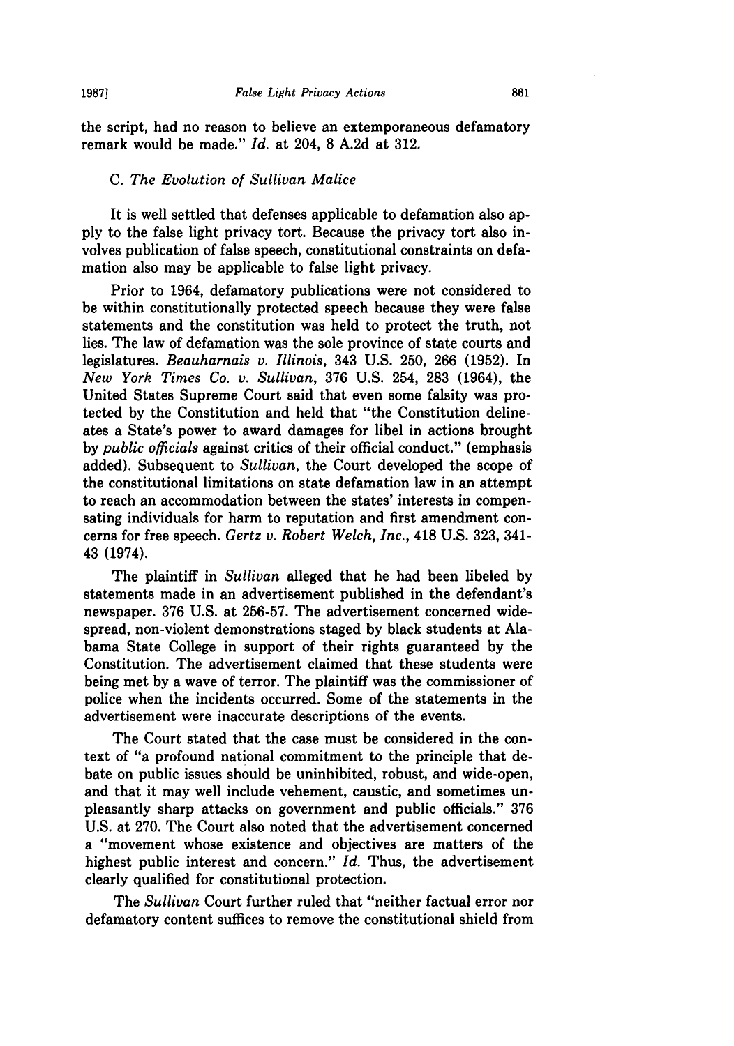the script, had no reason to believe an extemporaneous defamatory remark would be made." *Id.* at 204, 8 A.2d at 312.

### C. *The Evolution of Sullivan Malice*

It is well settled that defenses applicable to defamation also apply to the false light privacy tort. Because the privacy tort also involves publication of false speech, constitutional constraints on defamation also may be applicable to false light privacy.

Prior to 1964, defamatory publications were not considered to be within constitutionally protected speech because they were false statements and the constitution was held to protect the truth, not lies. The law of defamation was the sole province of state courts and legislatures. *Beauharnais v. Illinois*, 343 U.S. 250, 266 (1952). In *New York Times Co. v. Sullivan*, 376 U.S. 254, 283 (1964), the United States Supreme Court said that even some falsity was protected by the Constitution and held that "the Constitution delineates a State's power to award damages for libel in actions brought by *public officials* against critics of their official conduct." (emphasis added). Subsequent to *Sullivan*, the Court developed the scope of the constitutional limitations on state defamation law in an attempt to reach an accommodation between the states' interests in compensating individuals for harm to reputation and first amendment concerns for free speech. *Gertz v. Robert Welch, Inc.*, 418 U.S. 323, 341-43 (1974).

The plaintiff in *Sullivan* alleged that he had been libeled by statements made in an advertisement published in the defendant's newspaper. 376 U.S. at 256-57. The advertisement concerned widespread, non-violent demonstrations staged by black students at Alabama State College in support of their rights guaranteed by the Constitution. The advertisement claimed that these students were being met by a wave of terror. The plaintiff was the commissioner of police when the incidents occurred. Some of the statements in the advertisement were inaccurate descriptions of the events.

The Court stated that the case must be considered in the context of "a profound national commitment to the principle that debate on public issues should be uninhibited, robust, and wide-open, and that it may well include vehement, caustic, and sometimes unpleasantly sharp attacks on government and public officials." 376 U.S. at 270. The Court also noted that the advertisement concerned a "movement whose existence and objectives are matters of the highest public interest and concern." *Id.* Thus, the advertisement clearly qualified for constitutional protection.

The *Sullivan* Court further ruled that "neither factual error nor defamatory content suffices to remove the constitutional shield from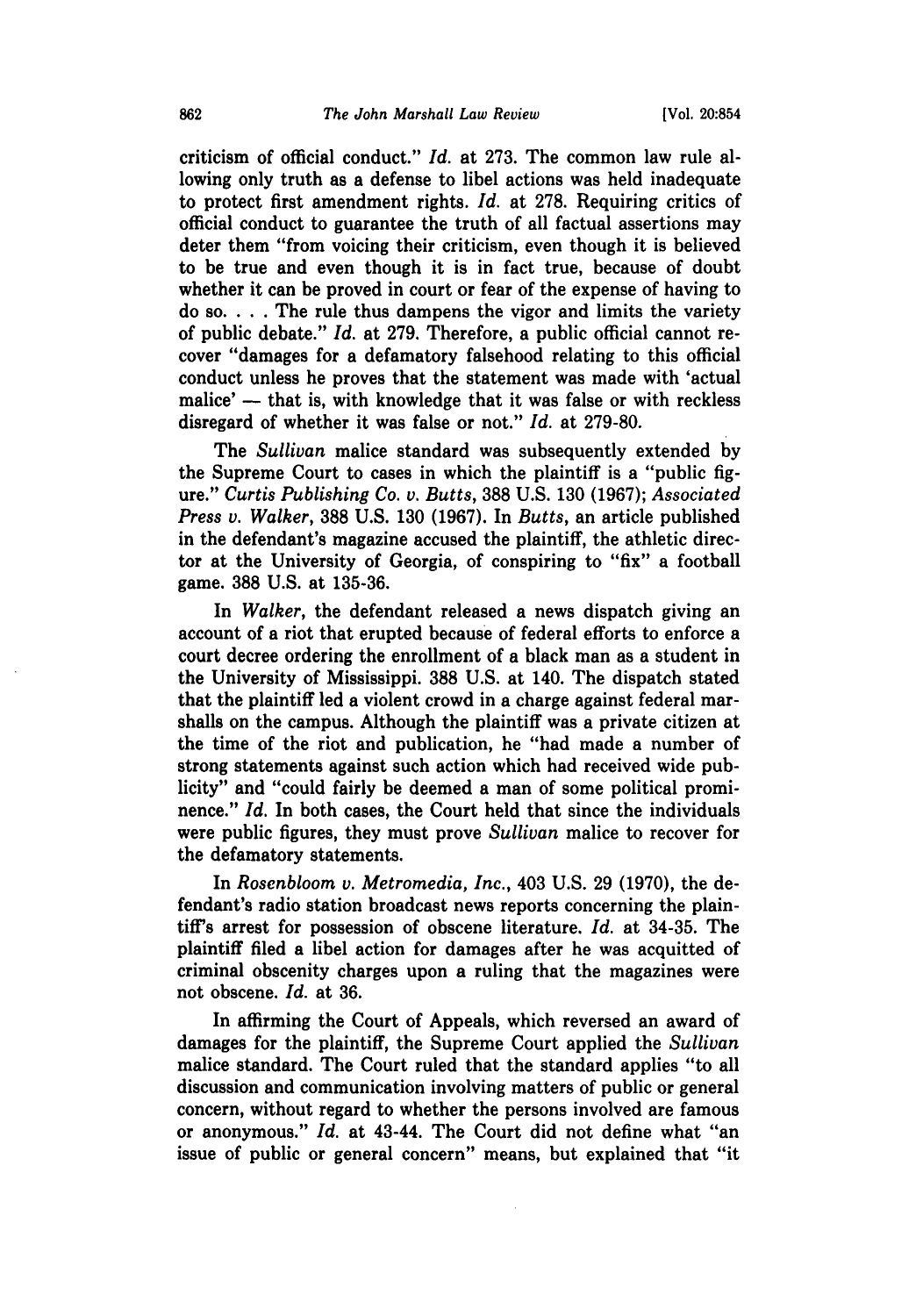criticism of official conduct." *Id.* at 273. The common law rule allowing only truth as a defense to libel actions was held inadequate to protect first amendment rights. *Id.* at 278. Requiring critics of official conduct to guarantee the truth of all factual assertions may deter them "from voicing their criticism, even though it is believed to be true and even though it is in fact true, because of doubt whether it can be proved in court or fear of the expense of having to do so. . . . The rule thus dampens the vigor and limits the variety of public debate." *Id.* at 279. Therefore, a public official cannot recover "damages for a defamatory falsehood relating to this official conduct unless he proves that the statement was made with 'actual malice' — that is, with knowledge that it was false or with reckless disregard of whether it was false or not." *Id.* at 279-80.

The *Sullivan* malice standard was subsequently extended by the Supreme Court to cases in which the plaintiff is a "public figure." *Curtis Publishing Co. v. Butts*, 388 U.S. 130 (1967); *Associated Press v. Walker*, 388 U.S. 130 (1967). In *Butts*, an article published in the defendant's magazine accused the plaintiff, the athletic director at the University of Georgia, of conspiring to "fix" a football game. 388 U.S. at 135-36.

In *Walker*, the defendant released a news dispatch giving an account of a riot that erupted because of federal efforts to enforce a court decree ordering the enrollment of a black man as a student in the University of Mississippi. 388 U.S. at 140. The dispatch stated that the plaintiff led a violent crowd in a charge against federal marshalls on the campus. Although the plaintiff was a private citizen at the time of the riot and publication, he "had made a number of strong statements against such action which had received wide publicity" and "could fairly be deemed a man of some political prominence." *Id.* In both cases, the Court held that since the individuals were public figures, they must prove *Sullivan* malice to recover for the defamatory statements.

In *Rosenbloom v. Metromedia, Inc.*, 403 U.S. 29 (1970), the defendant's radio station broadcast news reports concerning the plaintiff's arrest for possession of obscene literature. *Id.* at 34-35. The plaintiff filed a libel action for damages after he was acquitted of criminal obscenity charges upon a ruling that the magazines were not obscene. *Id.* at 36.

In affirming the Court of Appeals, which reversed an award of damages for the plaintiff, the Supreme Court applied the *Sullivan* malice standard. The Court ruled that the standard applies "to all discussion and communication involving matters of public or general concern, without regard to whether the persons involved are famous or anonymous." *Id.* at 43-44. The Court did not define what "an issue of public or general concern" means, but explained that "it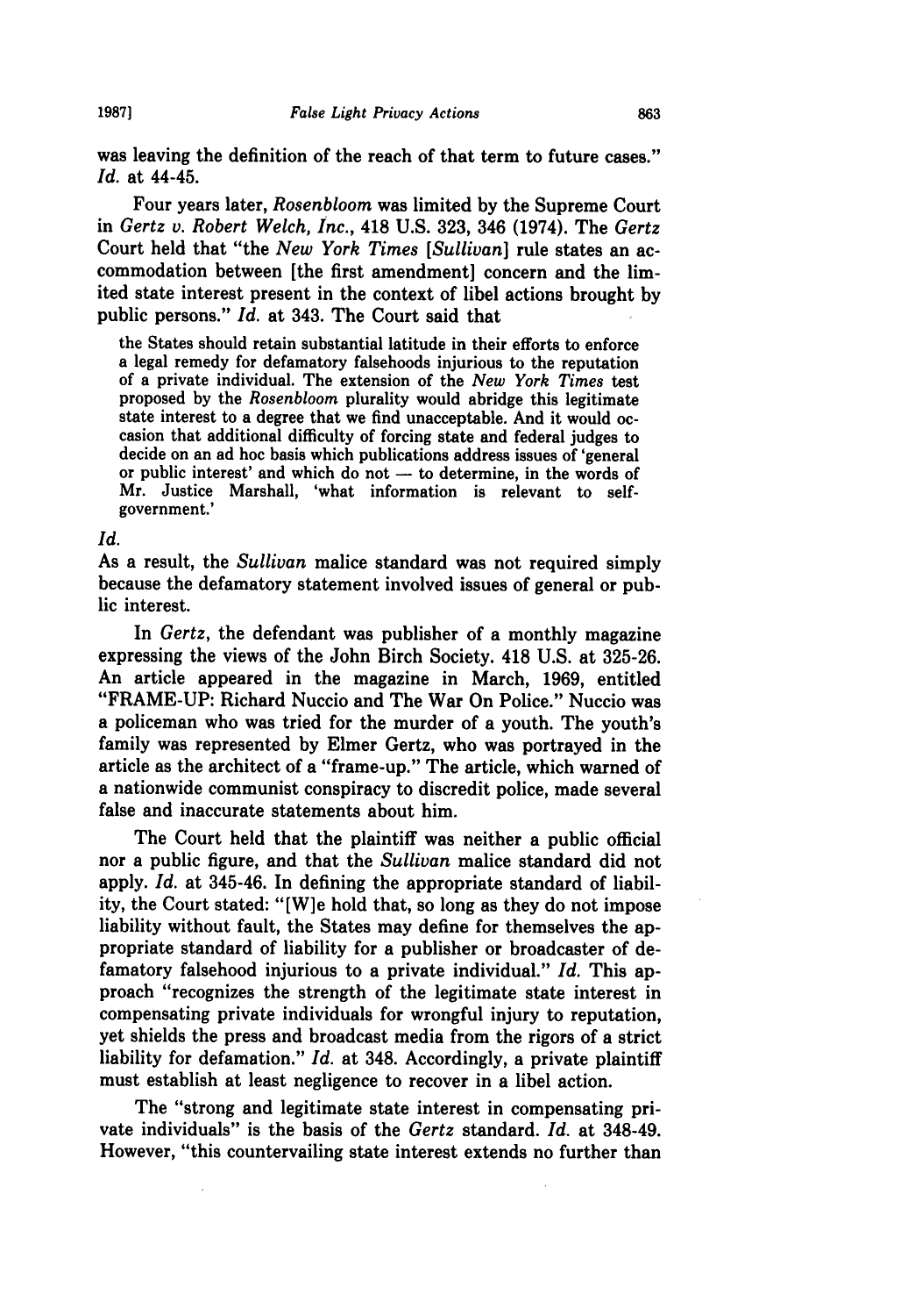was leaving the definition of the reach of that term to future cases." *Id.* at 44-45.

Four years later, *Rosenbloom* was limited by the Supreme Court in *Gertz v. Robert Welch, Inc.*, 418 U.S. 323, 346 (1974). The *Gertz* Court held that "the *New York Times [Sullivan]* rule states an accommodation between [the first amendment] concern and the limited state interest present in the context of libel actions brought by public persons." *Id.* at 343. The Court said that

> the States should retain substantial latitude in their efforts to enforce a legal remedy for defamatory falsehoods injurious to the reputation of a private individual. The extension of the *New York Times* test proposed by the *Rosenbloom* plurality would abridge this legitimate state interest to a degree that we find unacceptable. And it would occasion that additional difficulty of forcing state and federal judges to decide on an ad hoc basis which publications address issues of 'general or public interest' and which do not — to determine, in the words of Mr. Justice Marshall, 'what information is relevant to self-government.'

*Id.*

As a result, the *Sullivan* malice standard was not required simply because the defamatory statement involved issues of general or public interest.

In *Gertz*, the defendant was publisher of a monthly magazine expressing the views of the John Birch Society. 418 U.S. at 325-26. An article appeared in the magazine in March, 1969, entitled "FRAME-UP: Richard Nuccio and The War On Police." Nuccio was a policeman who was tried for the murder of a youth. The youth's family was represented by Elmer Gertz, who was portrayed in the article as the architect of a "frame-up." The article, which warned of a nationwide communist conspiracy to discredit police, made several false and inaccurate statements about him.

The Court held that the plaintiff was neither a public official nor a public figure, and that the *Sullivan* malice standard did not apply. *Id.* at 345-46. In defining the appropriate standard of liability, the Court stated: "[W]e hold that, so long as they do not impose liability without fault, the States may define for themselves the appropriate standard of liability for a publisher or broadcaster of defamatory falsehood injurious to a private individual." *Id.* This approach "recognizes the strength of the legitimate state interest in compensating private individuals for wrongful injury to reputation, yet shields the press and broadcast media from the rigors of a strict liability for defamation." *Id.* at 348. Accordingly, a private plaintiff must establish at least negligence to recover in a libel action.

The "strong and legitimate state interest in compensating private individuals" is the basis of the *Gertz* standard. *Id.* at 348-49. However, "this countervailing state interest extends no further than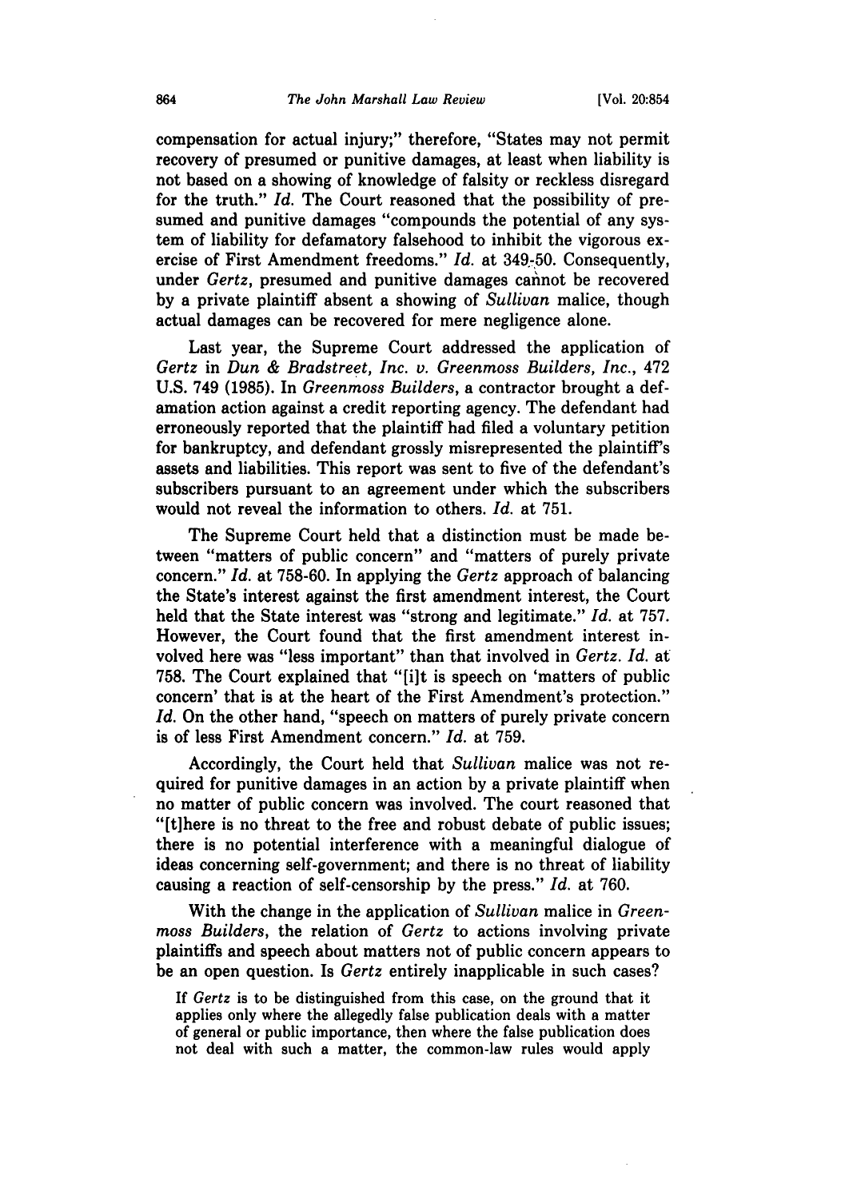compensation for actual injury;" therefore, "States may not permit recovery of presumed or punitive damages, at least when liability is not based on a showing of knowledge of falsity or reckless disregard for the truth." *Id.* The Court reasoned that the possibility of presumed and punitive damages "compounds the potential of any system of liability for defamatory falsehood to inhibit the vigorous exercise of First Amendment freedoms." *Id.* at 349-50. Consequently, under *Gertz*, presumed and punitive damages cannot be recovered by a private plaintiff absent a showing of *Sullivan* malice, though actual damages can be recovered for mere negligence alone.

Last year, the Supreme Court addressed the application of *Gertz* in *Dun & Bradstreet, Inc. v. Greenmoss Builders, Inc.*, 472 U.S. 749 (1985). In *Greenmoss Builders*, a contractor brought a defamation action against a credit reporting agency. The defendant had erroneously reported that the plaintiff had filed a voluntary petition for bankruptcy, and defendant grossly misrepresented the plaintiff's assets and liabilities. This report was sent to five of the defendant's subscribers pursuant to an agreement under which the subscribers would not reveal the information to others. *Id.* at 751.

The Supreme Court held that a distinction must be made between "matters of public concern" and "matters of purely private concern." *Id.* at 758-60. In applying the *Gertz* approach of balancing the State's interest against the first amendment interest, the Court held that the State interest was "strong and legitimate." *Id.* at 757. However, the Court found that the first amendment interest involved here was "less important" than that involved in *Gertz. Id.* at 758. The Court explained that "[i]t is speech on 'matters of public concern' that is at the heart of the First Amendment's protection." *Id.* On the other hand, "speech on matters of purely private concern is of less First Amendment concern." *Id.* at 759.

Accordingly, the Court held that *Sullivan* malice was not required for punitive damages in an action by a private plaintiff when no matter of public concern was involved. The court reasoned that "[t]here is no threat to the free and robust debate of public issues; there is no potential interference with a meaningful dialogue of ideas concerning self-government; and there is no threat of liability causing a reaction of self-censorship by the press." *Id.* at 760.

With the change in the application of *Sullivan* malice in *Greenmoss Builders*, the relation of *Gertz* to actions involving private plaintiffs and speech about matters not of public concern appears to be an open question. Is *Gertz* entirely inapplicable in such cases?

> If *Gertz* is to be distinguished from this case, on the ground that it applies only where the allegedly false publication deals with a matter of general or public importance, then where the false publication does not deal with such a matter, the common-law rules would apply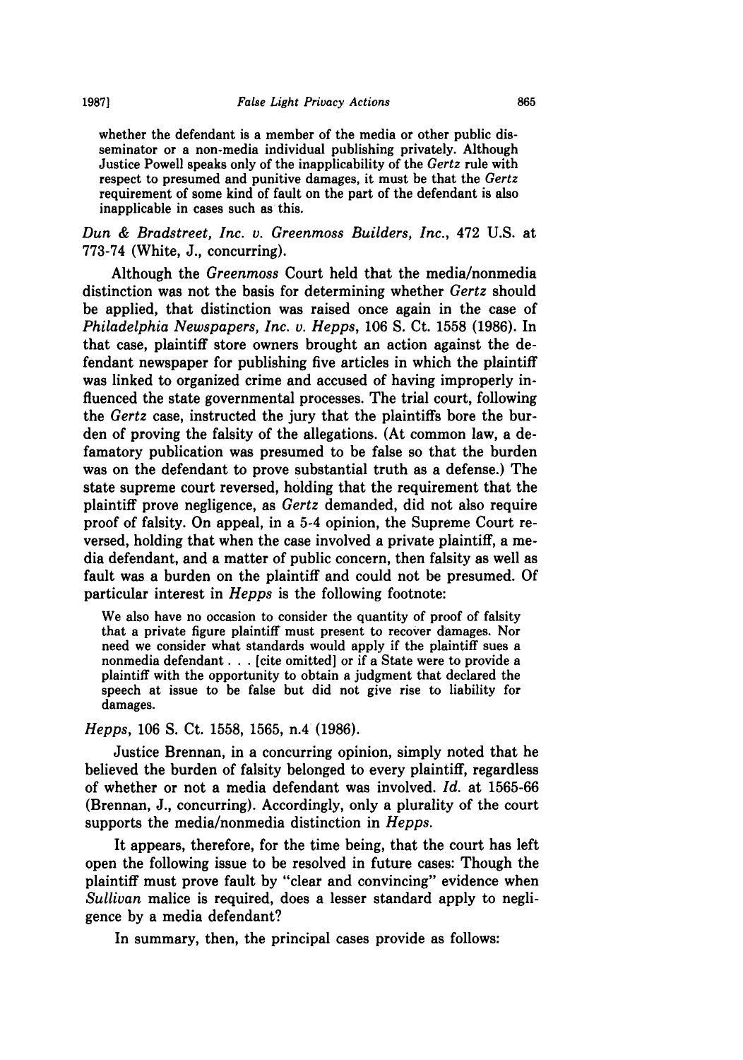whether the defendant is a member of the media or other public disseminator or a non-media individual publishing privately. Although Justice Powell speaks only of the inapplicability of the *Gertz* rule with respect to presumed and punitive damages, it must be that the *Gertz* requirement of some kind of fault on the part of the defendant is also inapplicable in cases such as this.

*Dun & Bradstreet, Inc. v. Greenmoss Builders, Inc.*, 472 U.S. at 773-74 (White, J., concurring).

Although the *Greenmoss* Court held that the media/nonmedia distinction was not the basis for determining whether *Gertz* should be applied, that distinction was raised once again in the case of *Philadelphia Newspapers, Inc. v. Hepps*, 106 S. Ct. 1558 (1986). In that case, plaintiff store owners brought an action against the defendant newspaper for publishing five articles in which the plaintiff was linked to organized crime and accused of having improperly influenced the state governmental processes. The trial court, following the *Gertz* case, instructed the jury that the plaintiffs bore the burden of proving the falsity of the allegations. (At common law, a defamatory publication was presumed to be false so that the burden was on the defendant to prove substantial truth as a defense.) The state supreme court reversed, holding that the requirement that the plaintiff prove negligence, as *Gertz* demanded, did not also require proof of falsity. On appeal, in a 5-4 opinion, the Supreme Court reversed, holding that when the case involved a private plaintiff, a media defendant, and a matter of public concern, then falsity as well as fault was a burden on the plaintiff and could not be presumed. Of particular interest in *Hepps* is the following footnote:

> We also have no occasion to consider the quantity of proof of falsity that a private figure plaintiff must present to recover damages. Nor need we consider what standards would apply if the plaintiff sues a nonmedia defendant . . . [cite omitted] or if a State were to provide a plaintiff with the opportunity to obtain a judgment that declared the speech at issue to be false but did not give rise to liability for damages.

*Hepps*, 106 S. Ct. 1558, 1565, n.4 (1986).

Justice Brennan, in a concurring opinion, simply noted that he believed the burden of falsity belonged to every plaintiff, regardless of whether or not a media defendant was involved. *Id.* at 1565-66 (Brennan, J., concurring). Accordingly, only a plurality of the court supports the media/nonmedia distinction in *Hepps*.

It appears, therefore, for the time being, that the court has left open the following issue to be resolved in future cases: Though the plaintiff must prove fault by "clear and convincing" evidence when *Sullivan* malice is required, does a lesser standard apply to negligence by a media defendant?

In summary, then, the principal cases provide as follows: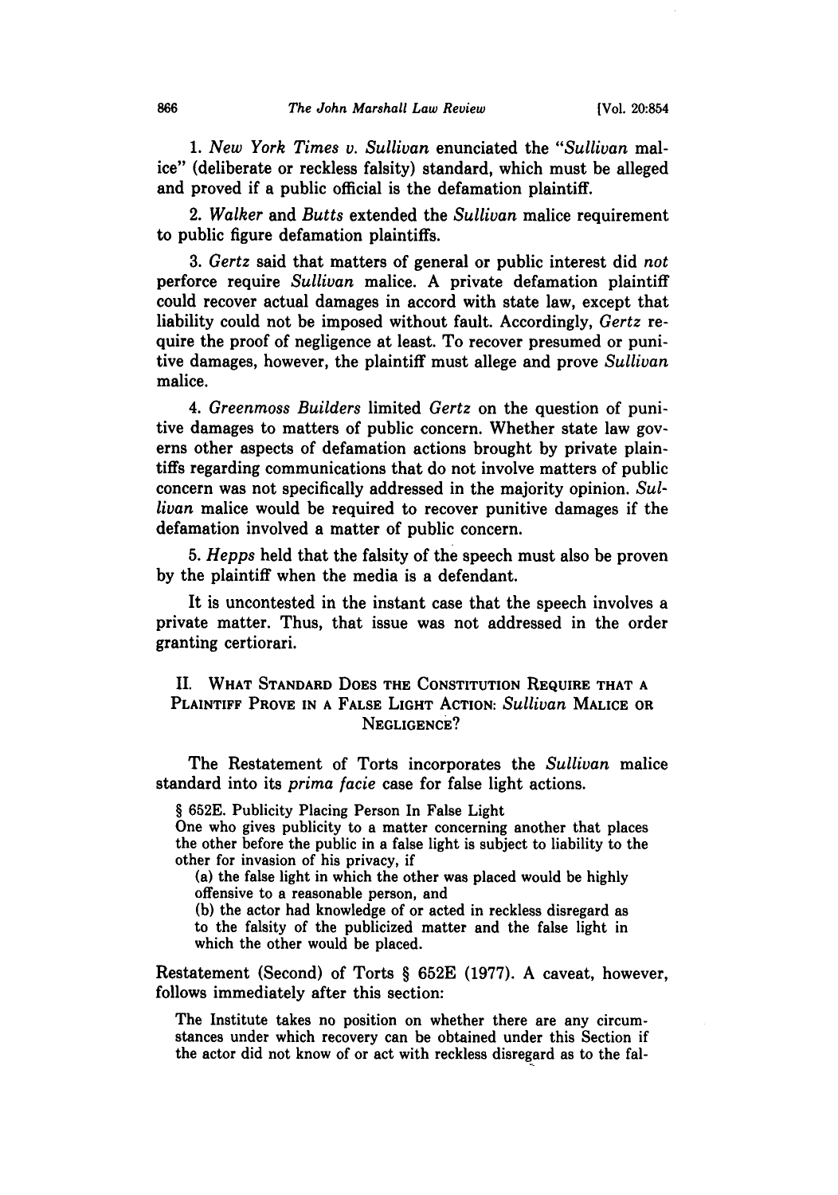1. *New York Times v. Sullivan* enunciated the "*Sullivan* malice" (deliberate or reckless falsity) standard, which must be alleged and proved if a public official is the defamation plaintiff.

2. *Walker* and *Butts* extended the *Sullivan* malice requirement to public figure defamation plaintiffs.

3. *Gertz* said that matters of general or public interest did *not* perforce require *Sullivan* malice. A private defamation plaintiff could recover actual damages in accord with state law, except that liability could not be imposed without fault. Accordingly, *Gertz* require the proof of negligence at least. To recover presumed or punitive damages, however, the plaintiff must allege and prove *Sullivan* malice.

4. *Greenmoss Builders* limited *Gertz* on the question of punitive damages to matters of public concern. Whether state law governs other aspects of defamation actions brought by private plaintiffs regarding communications that do not involve matters of public concern was not specifically addressed in the majority opinion. *Sullivan* malice would be required to recover punitive damages if the defamation involved a matter of public concern.

5. *Hepps* held that the falsity of the speech must also be proven by the plaintiff when the media is a defendant.

It is uncontested in the instant case that the speech involves a private matter. Thus, that issue was not addressed in the order granting certiorari.

## II. WHAT STANDARD DOES THE CONSTITUTION REQUIRE THAT A PLAINTIFF PROVE IN A FALSE LIGHT ACTION: *Sullivan* MALICE OR NEGLIGENCE?

The Restatement of Torts incorporates the *Sullivan* malice standard into its *prima facie* case for false light actions.

> § 652E. Publicity Placing Person In False Light
> One who gives publicity to a matter concerning another that places the other before the public in a false light is subject to liability to the other for invasion of his privacy, if
> (a) the false light in which the other was placed would be highly offensive to a reasonable person, and
> (b) the actor had knowledge of or acted in reckless disregard as to the falsity of the publicized matter and the false light in which the other would be placed.

Restatement (Second) of Torts § 652E (1977). A caveat, however, follows immediately after this section:

> The Institute takes no position on whether there are any circumstances under which recovery can be obtained under this Section if the actor did not know of or act with reckless disregard as to the fal-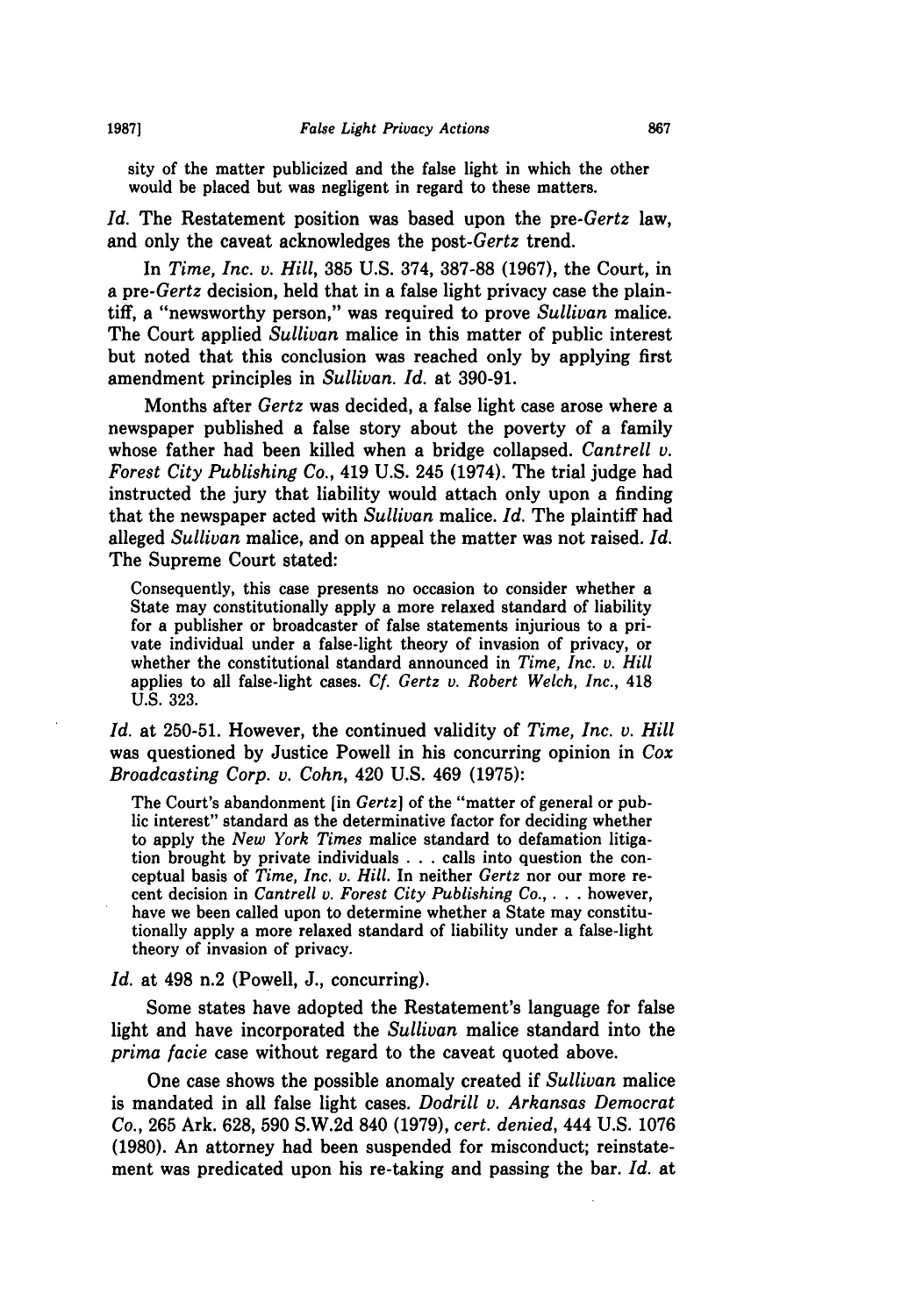sity of the matter publicized and the false light in which the other would be placed but was negligent in regard to these matters.

*Id.* The Restatement position was based upon the pre-*Gertz* law, and only the caveat acknowledges the post-*Gertz* trend.

In *Time, Inc. v. Hill*, 385 U.S. 374, 387-88 (1967), the Court, in a pre-*Gertz* decision, held that in a false light privacy case the plaintiff, a "newsworthy person," was required to prove *Sullivan* malice. The Court applied *Sullivan* malice in this matter of public interest but noted that this conclusion was reached only by applying first amendment principles in *Sullivan. Id.* at 390-91.

Months after *Gertz* was decided, a false light case arose where a newspaper published a false story about the poverty of a family whose father had been killed when a bridge collapsed. *Cantrell v. Forest City Publishing Co.*, 419 U.S. 245 (1974). The trial judge had instructed the jury that liability would attach only upon a finding that the newspaper acted with *Sullivan* malice. *Id.* The plaintiff had alleged *Sullivan* malice, and on appeal the matter was not raised. *Id.* The Supreme Court stated:

> Consequently, this case presents no occasion to consider whether a State may constitutionally apply a more relaxed standard of liability for a publisher or broadcaster of false statements injurious to a private individual under a false-light theory of invasion of privacy, or whether the constitutional standard announced in *Time, Inc. v. Hill* applies to all false-light cases. *Cf. Gertz v. Robert Welch, Inc.*, 418 U.S. 323.

*Id.* at 250-51. However, the continued validity of *Time, Inc. v. Hill* was questioned by Justice Powell in his concurring opinion in *Cox Broadcasting Corp. v. Cohn*, 420 U.S. 469 (1975):

> The Court's abandonment [in *Gertz*] of the "matter of general or public interest" standard as the determinative factor for deciding whether to apply the *New York Times* malice standard to defamation litigation brought by private individuals . . . calls into question the conceptual basis of *Time, Inc. v. Hill.* In neither *Gertz* nor our more recent decision in *Cantrell v. Forest City Publishing Co.*, . . . however, have we been called upon to determine whether a State may constitutionally apply a more relaxed standard of liability under a false-light theory of invasion of privacy.

*Id.* at 498 n.2 (Powell, J., concurring).

Some states have adopted the Restatement's language for false light and have incorporated the *Sullivan* malice standard into the *prima facie* case without regard to the caveat quoted above.

One case shows the possible anomaly created if *Sullivan* malice is mandated in all false light cases. *Dodrill v. Arkansas Democrat Co.*, 265 Ark. 628, 590 S.W.2d 840 (1979), *cert. denied*, 444 U.S. 1076 (1980). An attorney had been suspended for misconduct; reinstatement was predicated upon his re-taking and passing the bar. *Id.* at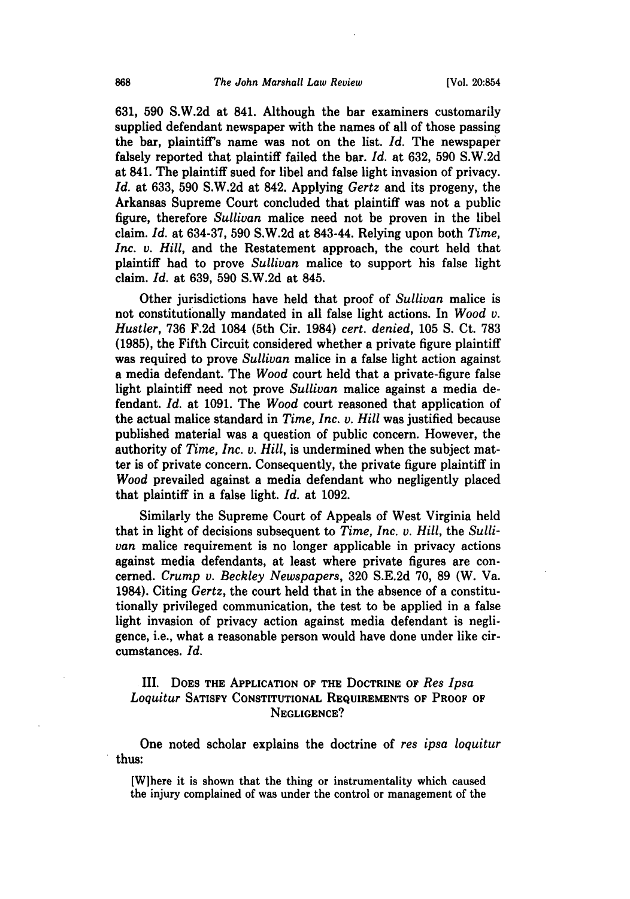631, 590 S.W.2d at 841. Although the bar examiners customarily supplied defendant newspaper with the names of all of those passing the bar, plaintiff's name was not on the list. *Id.* The newspaper falsely reported that plaintiff failed the bar. *Id.* at 632, 590 S.W.2d at 841. The plaintiff sued for libel and false light invasion of privacy. *Id.* at 633, 590 S.W.2d at 842. Applying *Gertz* and its progeny, the Arkansas Supreme Court concluded that plaintiff was not a public figure, therefore *Sullivan* malice need not be proven in the libel claim. *Id.* at 634-37, 590 S.W.2d at 843-44. Relying upon both *Time, Inc. v. Hill*, and the Restatement approach, the court held that plaintiff had to prove *Sullivan* malice to support his false light claim. *Id.* at 639, 590 S.W.2d at 845.

Other jurisdictions have held that proof of *Sullivan* malice is not constitutionally mandated in all false light actions. In *Wood v. Hustler*, 736 F.2d 1084 (5th Cir. 1984) *cert. denied*, 105 S. Ct. 783 (1985), the Fifth Circuit considered whether a private figure plaintiff was required to prove *Sullivan* malice in a false light action against a media defendant. The *Wood* court held that a private-figure false light plaintiff need not prove *Sullivan* malice against a media defendant. *Id.* at 1091. The *Wood* court reasoned that application of the actual malice standard in *Time, Inc. v. Hill* was justified because published material was a question of public concern. However, the authority of *Time, Inc. v. Hill*, is undermined when the subject matter is of private concern. Consequently, the private figure plaintiff in *Wood* prevailed against a media defendant who negligently placed that plaintiff in a false light. *Id.* at 1092.

Similarly the Supreme Court of Appeals of West Virginia held that in light of decisions subsequent to *Time, Inc. v. Hill*, the *Sullivan* malice requirement is no longer applicable in privacy actions against media defendants, at least where private figures are concerned. *Crump v. Beckley Newspapers*, 320 S.E.2d 70, 89 (W. Va. 1984). Citing *Gertz*, the court held that in the absence of a constitutionally privileged communication, the test to be applied in a false light invasion of privacy action against media defendant is negligence, i.e., what a reasonable person would have done under like circumstances. *Id.*

## III. Does the Application of the Doctrine of *Res Ipsa Loquitur* Satisfy Constitutional Requirements of Proof of Negligence?

One noted scholar explains the doctrine of *res ipsa loquitur* thus:

> [W]here it is shown that the thing or instrumentality which caused the injury complained of was under the control or management of the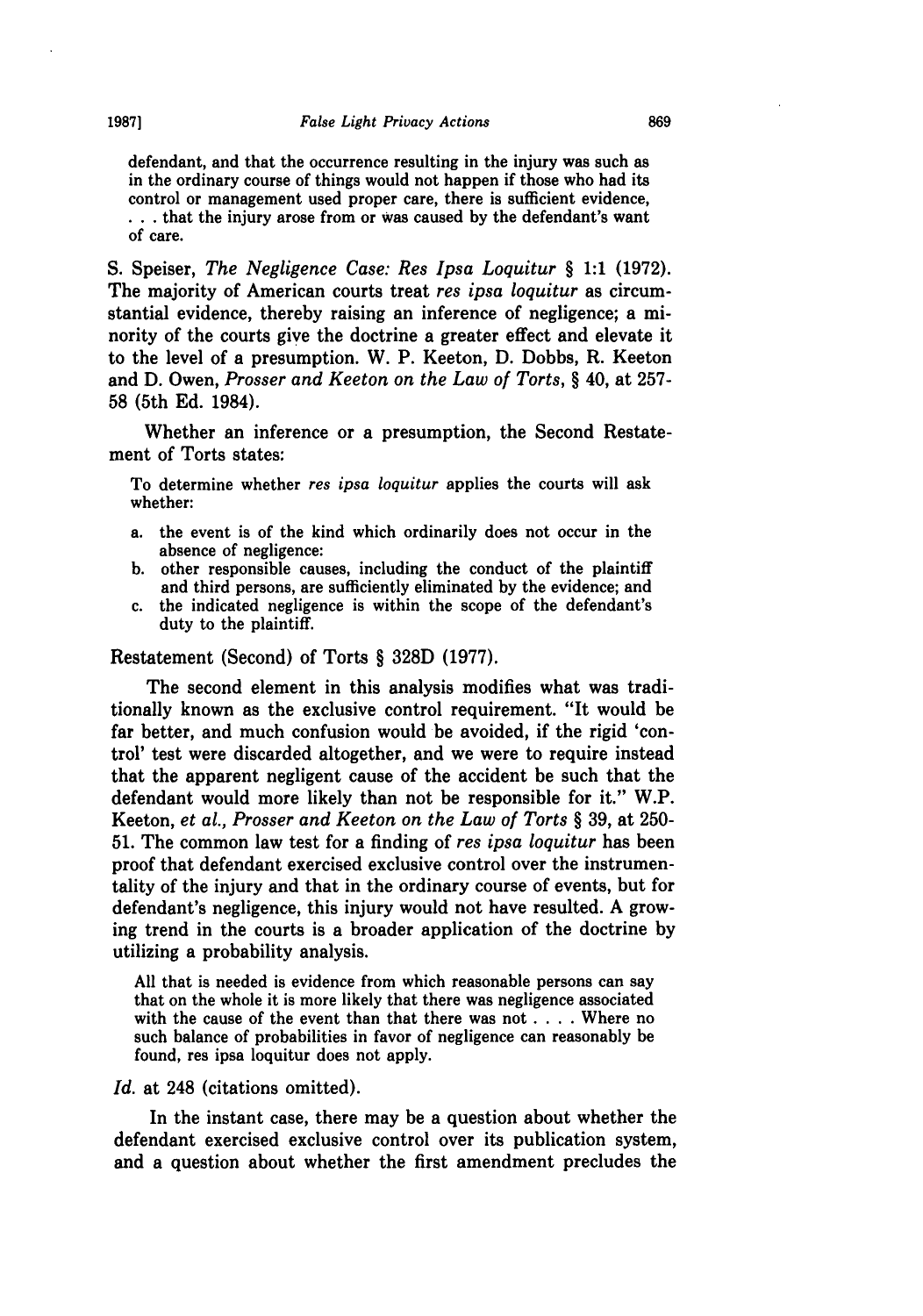> defendant, and that the occurrence resulting in the injury was such as in the ordinary course of things would not happen if those who had its control or management used proper care, there is sufficient evidence, . . . that the injury arose from or was caused by the defendant's want of care.

S. Speiser, *The Negligence Case: Res Ipsa Loquitur* § 1:1 (1972). The majority of American courts treat *res ipsa loquitur* as circumstantial evidence, thereby raising an inference of negligence; a minority of the courts give the doctrine a greater effect and elevate it to the level of a presumption. W. P. Keeton, D. Dobbs, R. Keeton and D. Owen, *Prosser and Keeton on the Law of Torts*, § 40, at 257-58 (5th Ed. 1984).

Whether an inference or a presumption, the Second Restatement of Torts states:

> To determine whether *res ipsa loquitur* applies the courts will ask whether:
>
> a. the event is of the kind which ordinarily does not occur in the absence of negligence:
> b. other responsible causes, including the conduct of the plaintiff and third persons, are sufficiently eliminated by the evidence; and
> c. the indicated negligence is within the scope of the defendant's duty to the plaintiff.

Restatement (Second) of Torts § 328D (1977).

The second element in this analysis modifies what was traditionally known as the exclusive control requirement. "It would be far better, and much confusion would be avoided, if the rigid 'control' test were discarded altogether, and we were to require instead that the apparent negligent cause of the accident be such that the defendant would more likely than not be responsible for it." W.P. Keeton, *et al., Prosser and Keeton on the Law of Torts* § 39, at 250-51. The common law test for a finding of *res ipsa loquitur* has been proof that defendant exercised exclusive control over the instrumentality of the injury and that in the ordinary course of events, but for defendant's negligence, this injury would not have resulted. A growing trend in the courts is a broader application of the doctrine by utilizing a probability analysis.

> All that is needed is evidence from which reasonable persons can say that on the whole it is more likely that there was negligence associated with the cause of the event than that there was not . . . . Where no such balance of probabilities in favor of negligence can reasonably be found, res ipsa loquitur does not apply.

*Id.* at 248 (citations omitted).

In the instant case, there may be a question about whether the defendant exercised exclusive control over its publication system, and a question about whether the first amendment precludes the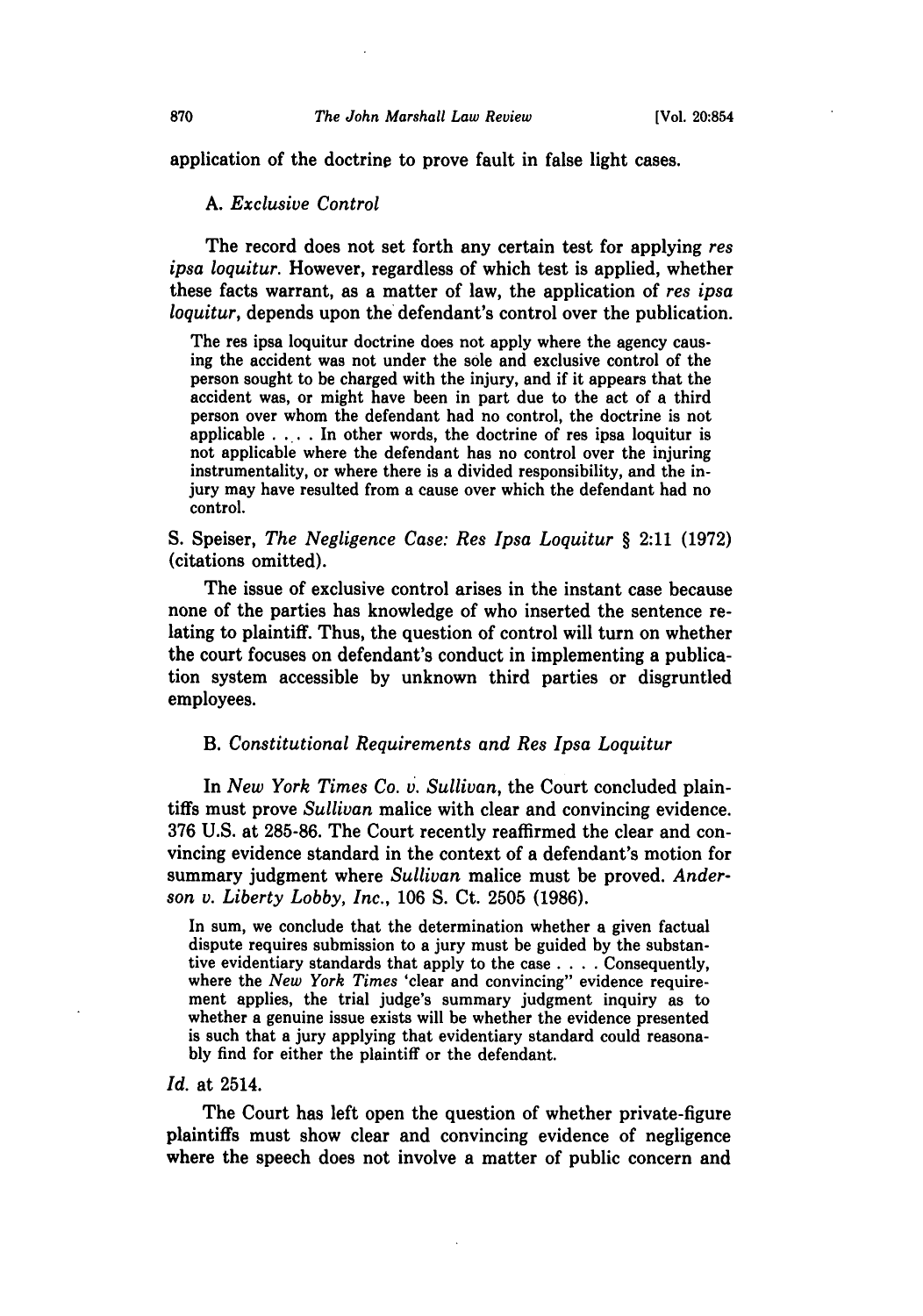application of the doctrine to prove fault in false light cases.

### A. *Exclusive Control*

The record does not set forth any certain test for applying *res ipsa loquitur*. However, regardless of which test is applied, whether these facts warrant, as a matter of law, the application of *res ipsa loquitur*, depends upon the defendant's control over the publication.

> The res ipsa loquitur doctrine does not apply where the agency causing the accident was not under the sole and exclusive control of the person sought to be charged with the injury, and if it appears that the accident was, or might have been in part due to the act of a third person over whom the defendant had no control, the doctrine is not applicable . . . . In other words, the doctrine of res ipsa loquitur is not applicable where the defendant has no control over the injuring instrumentality, or where there is a divided responsibility, and the injury may have resulted from a cause over which the defendant had no control.

S. Speiser, *The Negligence Case: Res Ipsa Loquitur* § 2:11 (1972) (citations omitted).

The issue of exclusive control arises in the instant case because none of the parties has knowledge of who inserted the sentence relating to plaintiff. Thus, the question of control will turn on whether the court focuses on defendant's conduct in implementing a publication system accessible by unknown third parties or disgruntled employees.

### B. *Constitutional Requirements and Res Ipsa Loquitur*

In *New York Times Co. v. Sullivan*, the Court concluded plaintiffs must prove *Sullivan* malice with clear and convincing evidence. 376 U.S. at 285-86. The Court recently reaffirmed the clear and convincing evidence standard in the context of a defendant's motion for summary judgment where *Sullivan* malice must be proved. *Anderson v. Liberty Lobby, Inc.*, 106 S. Ct. 2505 (1986).

> In sum, we conclude that the determination whether a given factual dispute requires submission to a jury must be guided by the substantive evidentiary standards that apply to the case . . . . Consequently, where the *New York Times* 'clear and convincing" evidence requirement applies, the trial judge's summary judgment inquiry as to whether a genuine issue exists will be whether the evidence presented is such that a jury applying that evidentiary standard could reasonably find for either the plaintiff or the defendant.

*Id.* at 2514.

The Court has left open the question of whether private-figure plaintiffs must show clear and convincing evidence of negligence where the speech does not involve a matter of public concern and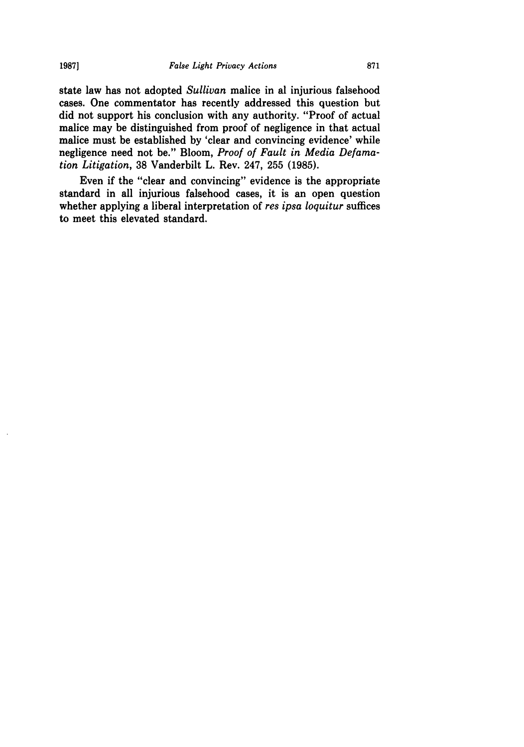state law has not adopted *Sullivan* malice in al injurious falsehood cases. One commentator has recently addressed this question but did not support his conclusion with any authority. "Proof of actual malice may be distinguished from proof of negligence in that actual malice must be established by 'clear and convincing evidence' while negligence need not be." Bloom, *Proof of Fault in Media Defamation Litigation*, 38 Vanderbilt L. Rev. 247, 255 (1985).

Even if the "clear and convincing" evidence is the appropriate standard in all injurious falsehood cases, it is an open question whether applying a liberal interpretation of *res ipsa loquitur* suffices to meet this elevated standard.